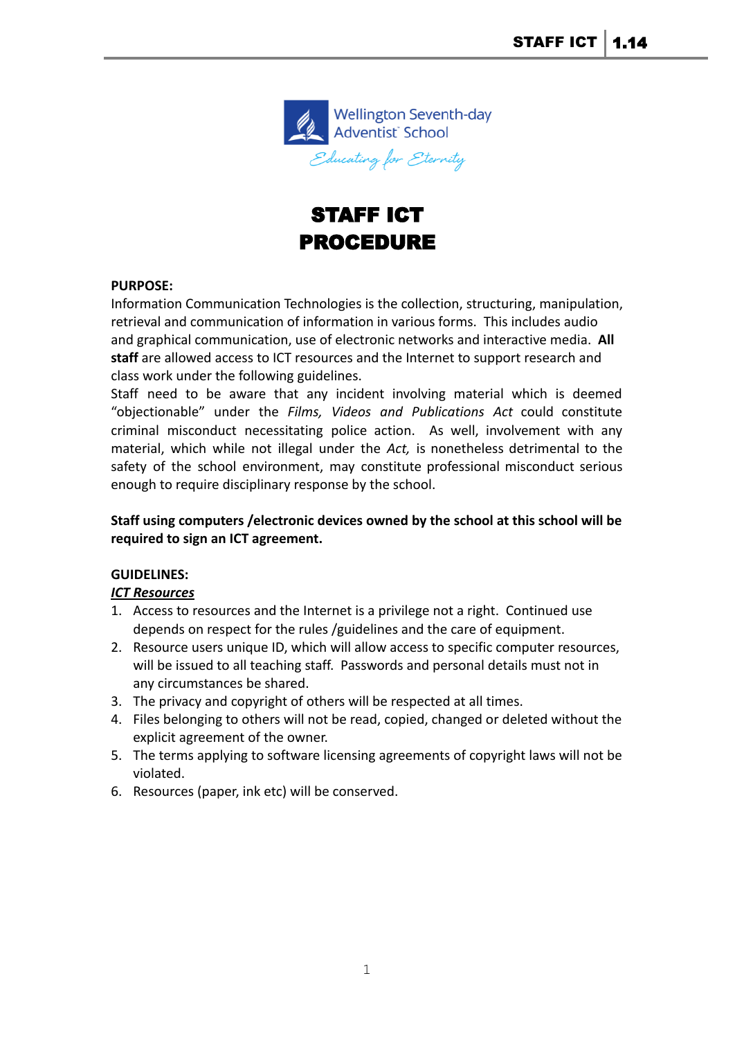# STAFF ICT PROCEDURE

**PURPOSE:**

Information Communication Technologies is the collection, structuring, manipulation, retrieval and communication of information in various forms. This includes audio and graphical communication, use of electronic networks and interactive media. **All staff** are allowed access to ICT resources and the Internet to support research and class work under the following guidelines.

Staff need to be aware that any incident involving material which is deemed "objectionable" under the *Films, Videos and Publications Act* could constitute criminal misconduct necessitating police action. As well, involvement with any material, which while not illegal under the *Act,* is nonetheless detrimental to the safety of the school environment, may constitute professional misconduct serious enough to require disciplinary response by the school.

**Staff using computers /electronic devices owned by the school at this school will be required to sign an ICT agreement.**

**GUIDELINES:**

***ICT Resources***

1. Access to resources and the Internet is a privilege not a right. Continued use depends on respect for the rules /guidelines and the care of equipment.
2. Resource users unique ID, which will allow access to specific computer resources, will be issued to all teaching staff. Passwords and personal details must not in any circumstances be shared.
3. The privacy and copyright of others will be respected at all times.
4. Files belonging to others will not be read, copied, changed or deleted without the explicit agreement of the owner.
5. The terms applying to software licensing agreements of copyright laws will not be violated.
6. Resources (paper, ink etc) will be conserved.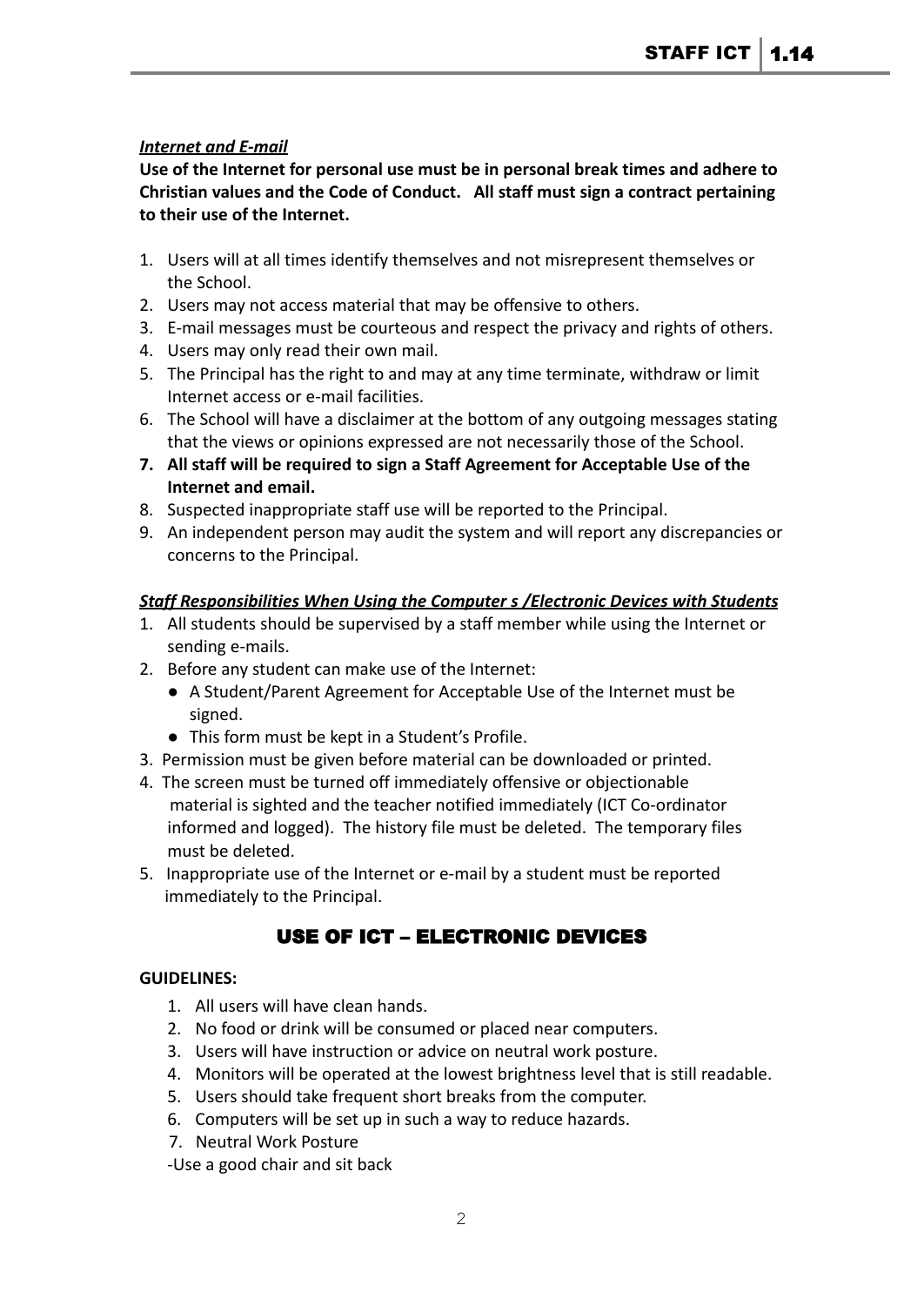***Internet and E-mail***

**Use of the Internet for personal use must be in personal break times and adhere to Christian values and the Code of Conduct. All staff must sign a contract pertaining to their use of the Internet.**

1. Users will at all times identify themselves and not misrepresent themselves or the School.
2. Users may not access material that may be offensive to others.
3. E-mail messages must be courteous and respect the privacy and rights of others.
4. Users may only read their own mail.
5. The Principal has the right to and may at any time terminate, withdraw or limit Internet access or e-mail facilities.
6. The School will have a disclaimer at the bottom of any outgoing messages stating that the views or opinions expressed are not necessarily those of the School.
7. **All staff will be required to sign a Staff Agreement for Acceptable Use of the Internet and email.**
8. Suspected inappropriate staff use will be reported to the Principal.
9. An independent person may audit the system and will report any discrepancies or concerns to the Principal.

***Staff Responsibilities When Using the Computer s /Electronic Devices with Students***

1. All students should be supervised by a staff member while using the Internet or sending e-mails.
2. Before any student can make use of the Internet:
   - A Student/Parent Agreement for Acceptable Use of the Internet must be signed.
   - This form must be kept in a Student's Profile.
3. Permission must be given before material can be downloaded or printed.
4. The screen must be turned off immediately offensive or objectionable material is sighted and the teacher notified immediately (ICT Co-ordinator informed and logged). The history file must be deleted. The temporary files must be deleted.
5. Inappropriate use of the Internet or e-mail by a student must be reported immediately to the Principal.

## USE OF ICT – ELECTRONIC DEVICES

**GUIDELINES:**

1. All users will have clean hands.
2. No food or drink will be consumed or placed near computers.
3. Users will have instruction or advice on neutral work posture.
4. Monitors will be operated at the lowest brightness level that is still readable.
5. Users should take frequent short breaks from the computer.
6. Computers will be set up in such a way to reduce hazards.
7. Neutral Work Posture

-Use a good chair and sit back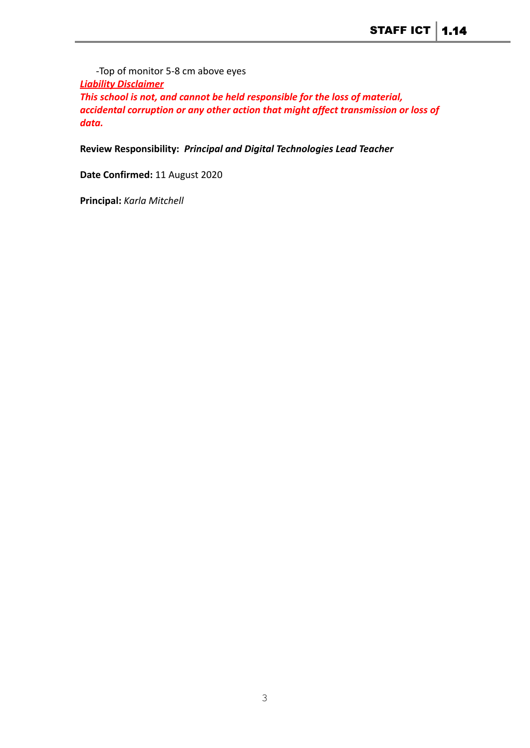-Top of monitor 5-8 cm above eyes

***Liability Disclaimer***

***This school is not, and cannot be held responsible for the loss of material, accidental corruption or any other action that might affect transmission or loss of data.***

**Review Responsibility:** ***Principal and Digital Technologies Lead Teacher***

**Date Confirmed:** 11 August 2020

**Principal:** *Karla Mitchell*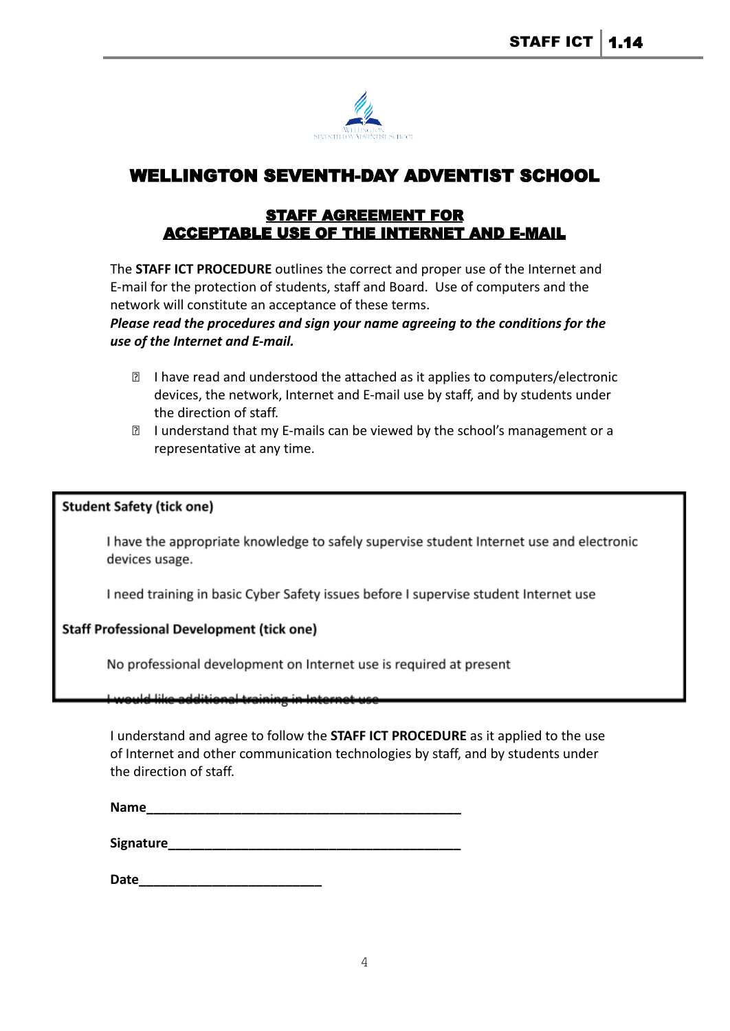# WELLINGTON SEVENTH-DAY ADVENTIST SCHOOL

## STAFF AGREEMENT FOR ACCEPTABLE USE OF THE INTERNET AND E-MAIL

The **STAFF ICT PROCEDURE** outlines the correct and proper use of the Internet and E-mail for the protection of students, staff and Board. Use of computers and the network will constitute an acceptance of these terms.

***Please read the procedures and sign your name agreeing to the conditions for the use of the Internet and E-mail.***

- I have read and understood the attached as it applies to computers/electronic devices, the network, Internet and E-mail use by staff, and by students under the direction of staff.
- I understand that my E-mails can be viewed by the school's management or a representative at any time.

**Student Safety (tick one)**

I have the appropriate knowledge to safely supervise student Internet use and electronic devices usage.

I need training in basic Cyber Safety issues before I supervise student Internet use

**Staff Professional Development (tick one)**

No professional development on Internet use is required at present

I would like additional training in Internet use

I understand and agree to follow the **STAFF ICT PROCEDURE** as it applied to the use of Internet and other communication technologies by staff, and by students under the direction of staff.

**Name**\_\_\_\_\_\_\_\_\_\_\_\_\_\_\_\_\_\_\_\_\_\_\_\_\_\_\_\_\_\_\_\_\_\_\_\_\_\_\_\_\_\_\_\_

**Signature**\_\_\_\_\_\_\_\_\_\_\_\_\_\_\_\_\_\_\_\_\_\_\_\_\_\_\_\_\_\_\_\_\_\_\_\_\_\_\_\_\_

**Date**\_\_\_\_\_\_\_\_\_\_\_\_\_\_\_\_\_\_\_\_\_\_\_\_\_\_